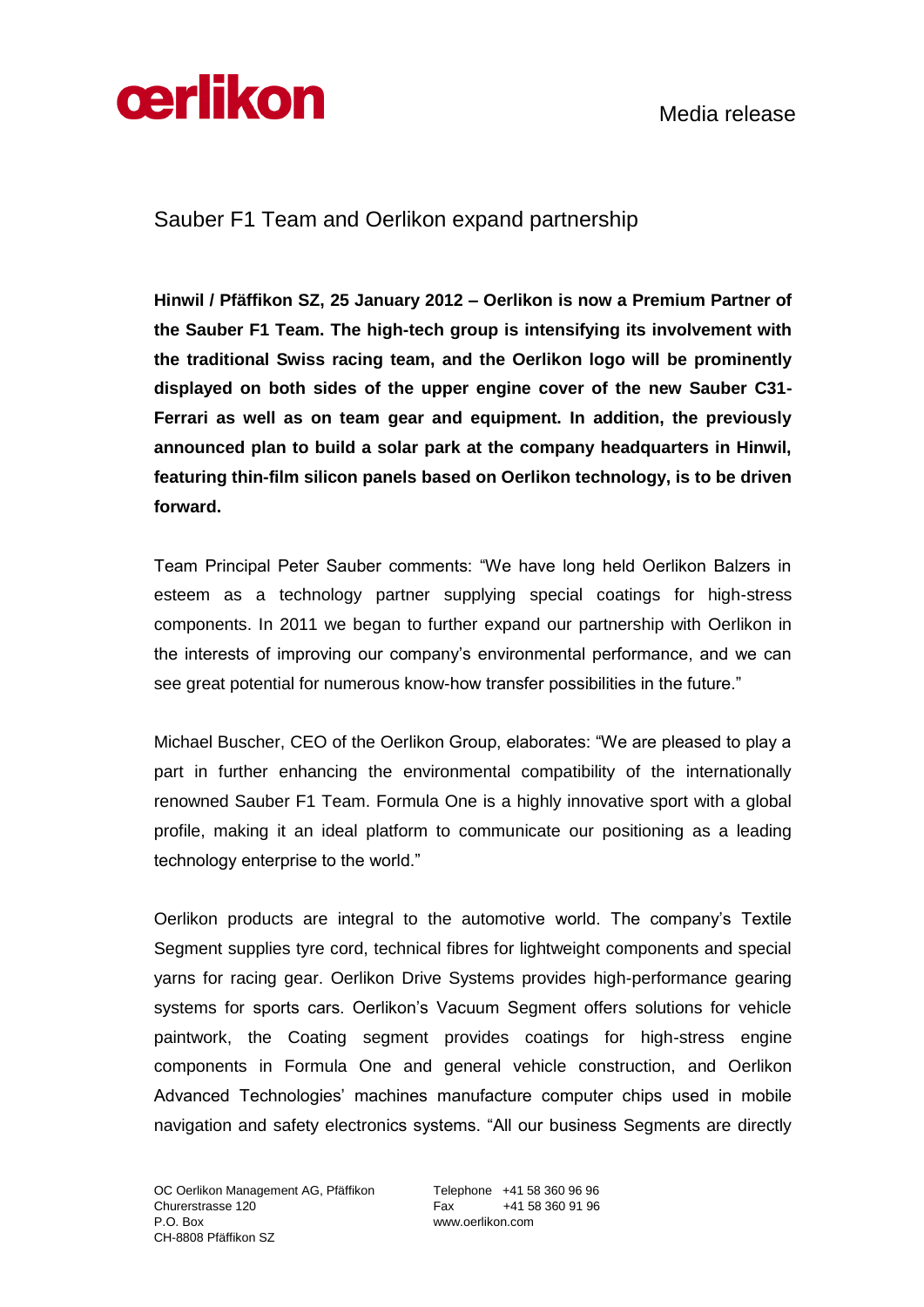œrlikon

Media release

# Sauber F1 Team and Oerlikon expand partnership

**Hinwil / Pfäffikon SZ, 25 January 2012 – Oerlikon is now a Premium Partner of the Sauber F1 Team. The high-tech group is intensifying its involvement with the traditional Swiss racing team, and the Oerlikon logo will be prominently displayed on both sides of the upper engine cover of the new Sauber C31-Ferrari as well as on team gear and equipment. In addition, the previously announced plan to build a solar park at the company headquarters in Hinwil, featuring thin-film silicon panels based on Oerlikon technology, is to be driven forward.**

Team Principal Peter Sauber comments: "We have long held Oerlikon Balzers in esteem as a technology partner supplying special coatings for high-stress components. In 2011 we began to further expand our partnership with Oerlikon in the interests of improving our company's environmental performance, and we can see great potential for numerous know-how transfer possibilities in the future."

Michael Buscher, CEO of the Oerlikon Group, elaborates: "We are pleased to play a part in further enhancing the environmental compatibility of the internationally renowned Sauber F1 Team. Formula One is a highly innovative sport with a global profile, making it an ideal platform to communicate our positioning as a leading technology enterprise to the world."

Oerlikon products are integral to the automotive world. The company's Textile Segment supplies tyre cord, technical fibres for lightweight components and special yarns for racing gear. Oerlikon Drive Systems provides high-performance gearing systems for sports cars. Oerlikon's Vacuum Segment offers solutions for vehicle paintwork, the Coating segment provides coatings for high-stress engine components in Formula One and general vehicle construction, and Oerlikon Advanced Technologies' machines manufacture computer chips used in mobile navigation and safety electronics systems. "All our business Segments are directly

OC Oerlikon Management AG, Pfäffikon
Churerstrasse 120
P.O. Box
CH-8808 Pfäffikon SZ

Telephone +41 58 360 96 96
Fax +41 58 360 91 96
www.oerlikon.com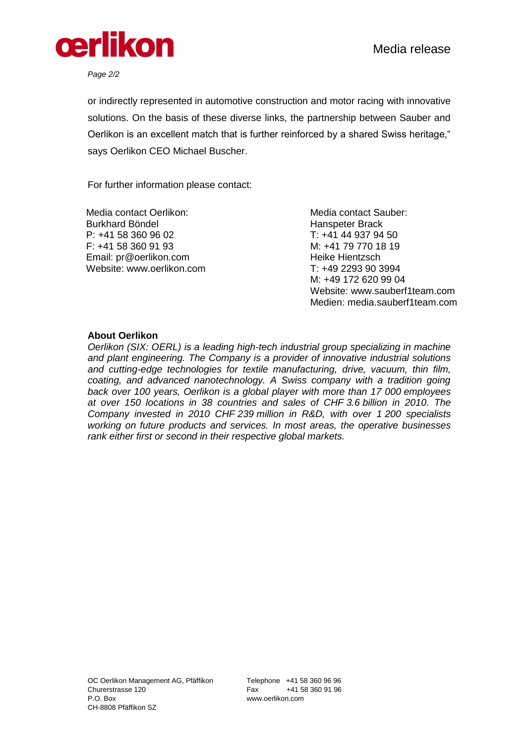or indirectly represented in automotive construction and motor racing with innovative solutions. On the basis of these diverse links, the partnership between Sauber and Oerlikon is an excellent match that is further reinforced by a shared Swiss heritage," says Oerlikon CEO Michael Buscher.

For further information please contact:

Media contact Oerlikon:
Burkhard Böndel
P: +41 58 360 96 02
F: +41 58 360 91 93
Email: pr@oerlikon.com
Website: www.oerlikon.com

Media contact Sauber:
Hanspeter Brack
T: +41 44 937 94 50
M: +41 79 770 18 19
Heike Hientzsch
T: +49 2293 90 3994
M: +49 172 620 99 04
Website: www.sauberf1team.com
Medien: media.sauberf1team.com

**About Oerlikon**

*Oerlikon (SIX: OERL) is a leading high-tech industrial group specializing in machine and plant engineering. The Company is a provider of innovative industrial solutions and cutting-edge technologies for textile manufacturing, drive, vacuum, thin film, coating, and advanced nanotechnology. A Swiss company with a tradition going back over 100 years, Oerlikon is a global player with more than 17 000 employees at over 150 locations in 38 countries and sales of CHF 3.6 billion in 2010. The Company invested in 2010 CHF 239 million in R&D, with over 1 200 specialists working on future products and services. In most areas, the operative businesses rank either first or second in their respective global markets.*

OC Oerlikon Management AG, Pfäffikon
Churerstrasse 120
P.O. Box
CH-8808 Pfäffikon SZ

Telephone +41 58 360 96 96
Fax +41 58 360 91 96
www.oerlikon.com